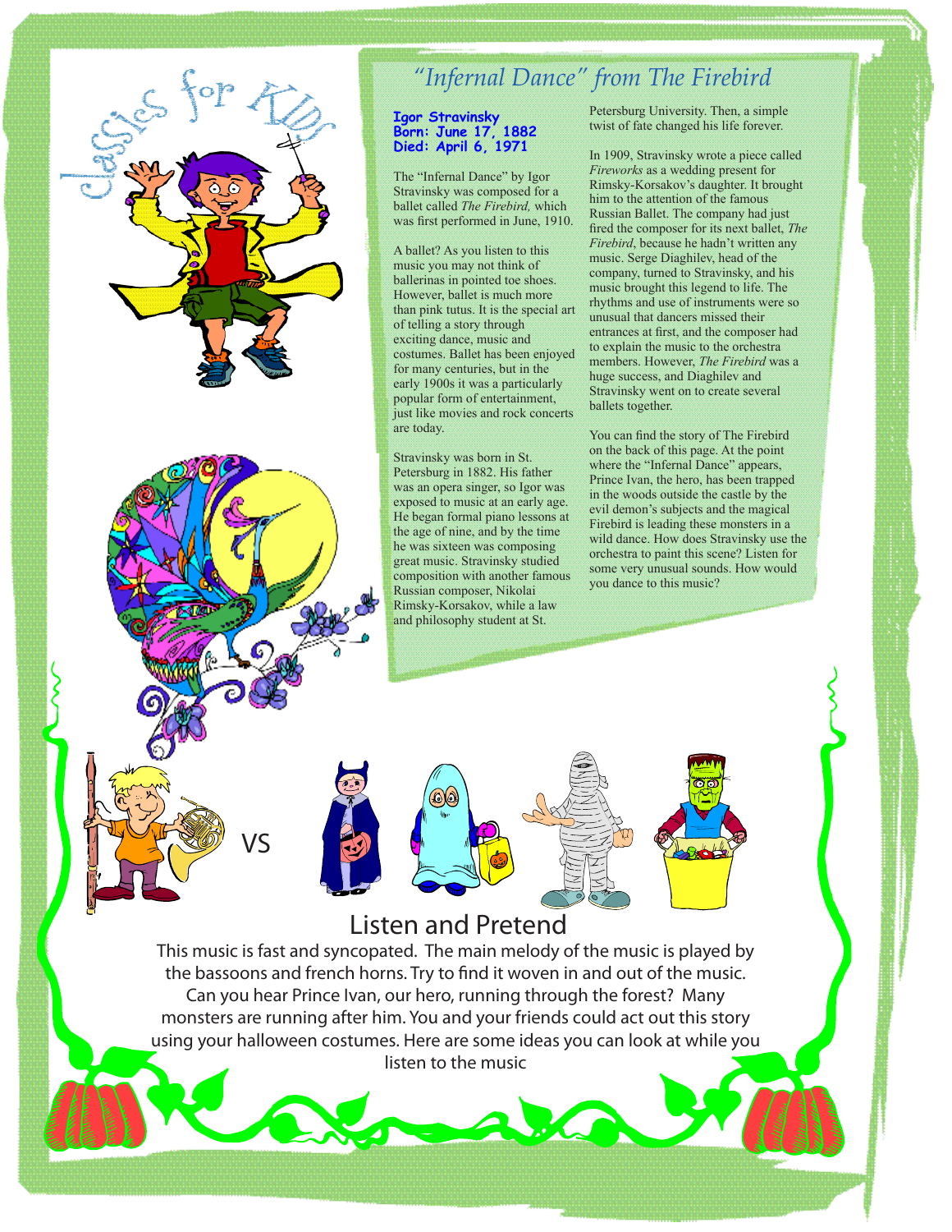Classics for KIDS

# "Infernal Dance" from The Firebird

**Igor Stravinsky**
**Born: June 17, 1882**
**Died: April 6, 1971**

The "Infernal Dance" by Igor Stravinsky was composed for a ballet called *The Firebird,* which was first performed in June, 1910.

A ballet? As you listen to this music you may not think of ballerinas in pointed toe shoes. However, ballet is much more than pink tutus. It is the special art of telling a story through exciting dance, music and costumes. Ballet has been enjoyed for many centuries, but in the early 1900s it was a particularly popular form of entertainment, just like movies and rock concerts are today.

Stravinsky was born in St. Petersburg in 1882. His father was an opera singer, so Igor was exposed to music at an early age. He began formal piano lessons at the age of nine, and by the time he was sixteen was composing great music. Stravinsky studied composition with another famous Russian composer, Nikolai Rimsky-Korsakov, while a law and philosophy student at St. Petersburg University. Then, a simple twist of fate changed his life forever.

In 1909, Stravinsky wrote a piece called *Fireworks* as a wedding present for Rimsky-Korsakov's daughter. It brought him to the attention of the famous Russian Ballet. The company had just fired the composer for its next ballet, *The Firebird*, because he hadn't written any music. Serge Diaghilev, head of the company, turned to Stravinsky, and his music brought this legend to life. The rhythms and use of instruments were so unusual that dancers missed their entrances at first, and the composer had to explain the music to the orchestra members. However, *The Firebird* was a huge success, and Diaghilev and Stravinsky went on to create several ballets together.

You can find the story of The Firebird on the back of this page. At the point where the "Infernal Dance" appears, Prince Ivan, the hero, has been trapped in the woods outside the castle by the evil demon's subjects and the magical Firebird is leading these monsters in a wild dance. How does Stravinsky use the orchestra to paint this scene? Listen for some very unusual sounds. How would you dance to this music?

VS

## Listen and Pretend

This music is fast and syncopated. The main melody of the music is played by the bassoons and french horns. Try to find it woven in and out of the music. Can you hear Prince Ivan, our hero, running through the forest? Many monsters are running after him. You and your friends could act out this story using your halloween costumes. Here are some ideas you can look at while you listen to the music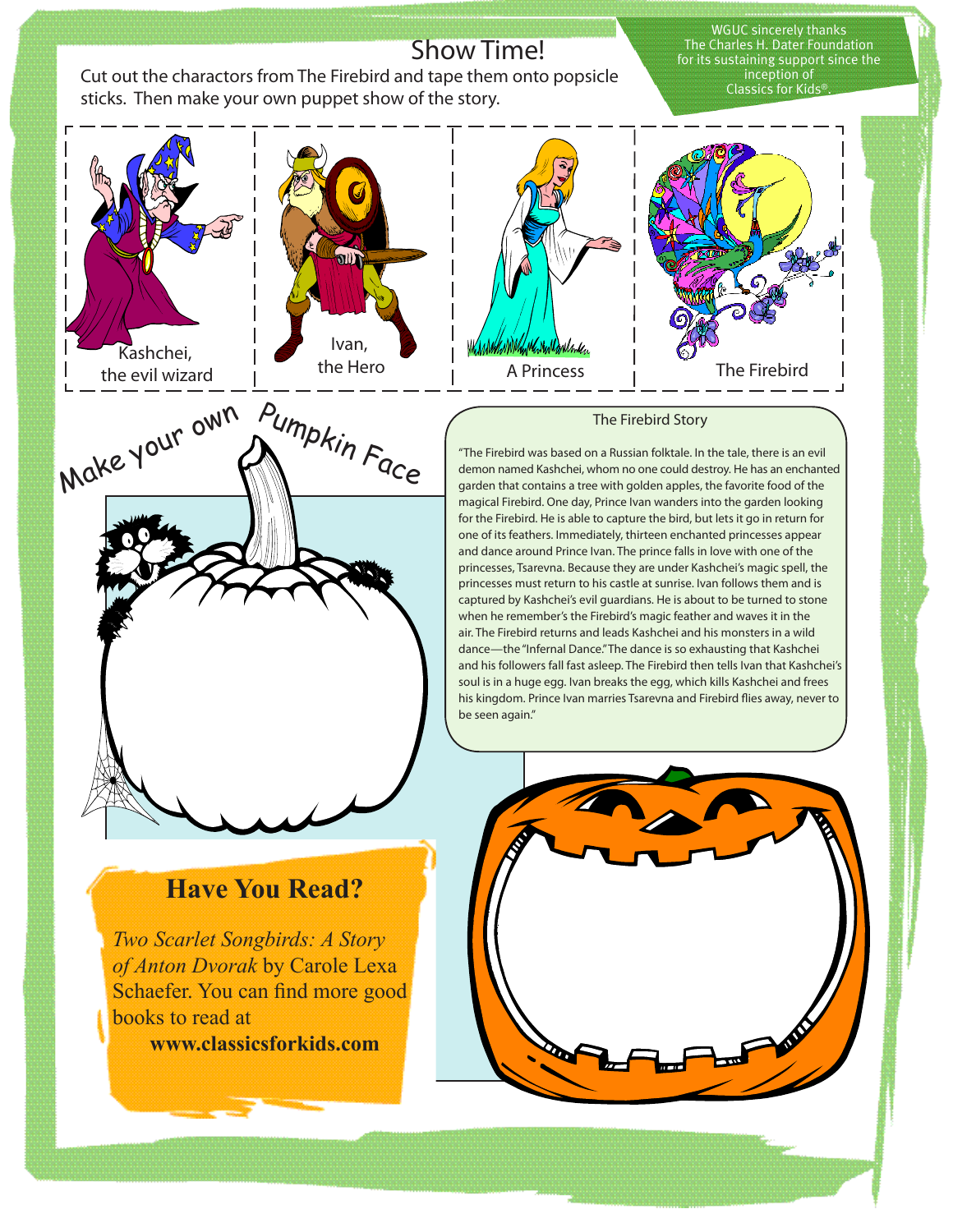WGUC sincerely thanks The Charles H. Dater Foundation for its sustaining support since the inception of Classics for Kids®.

# Show Time!

Cut out the charactors from The Firebird and tape them onto popsicle sticks. Then make your own puppet show of the story.

Kashchei, the evil wizard

Ivan, the Hero

A Princess

The Firebird

## Make your own Pumpkin Face

### The Firebird Story

"The Firebird was based on a Russian folktale. In the tale, there is an evil demon named Kashchei, whom no one could destroy. He has an enchanted garden that contains a tree with golden apples, the favorite food of the magical Firebird. One day, Prince Ivan wanders into the garden looking for the Firebird. He is able to capture the bird, but lets it go in return for one of its feathers. Immediately, thirteen enchanted princesses appear and dance around Prince Ivan. The prince falls in love with one of the princesses, Tsarevna. Because they are under Kashchei's magic spell, the princesses must return to his castle at sunrise. Ivan follows them and is captured by Kashchei's evil guardians. He is about to be turned to stone when he remember's the Firebird's magic feather and waves it in the air. The Firebird returns and leads Kashchei and his monsters in a wild dance—the "Infernal Dance." The dance is so exhausting that Kashchei and his followers fall fast asleep. The Firebird then tells Ivan that Kashchei's soul is in a huge egg. Ivan breaks the egg, which kills Kashchei and frees his kingdom. Prince Ivan marries Tsarevna and Firebird flies away, never to be seen again."

## Have You Read?

*Two Scarlet Songbirds: A Story of Anton Dvorak* by Carole Lexa Schaefer. You can find more good books to read at

**www.classicsforkids.com**